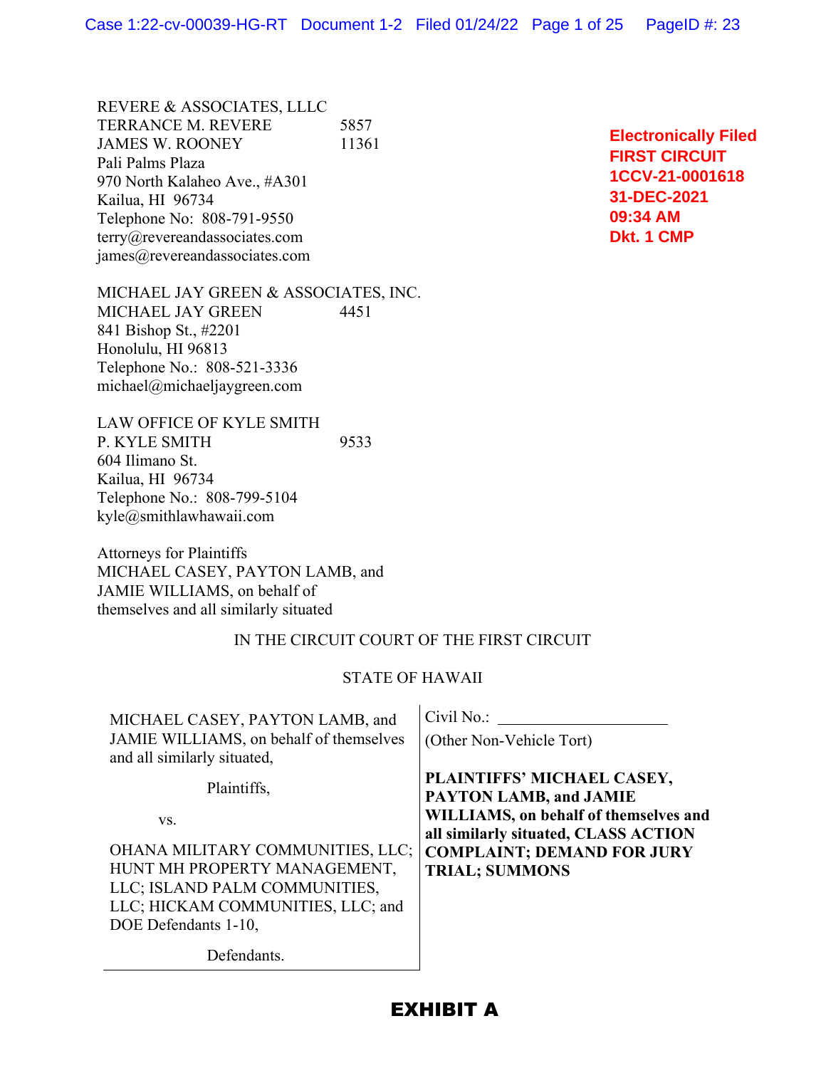REVERE & ASSOCIATES, LLLC
TERRANCE M. REVERE 5857
JAMES W. ROONEY 11361
Pali Palms Plaza
970 North Kalaheo Ave., #A301
Kailua, HI 96734
Telephone No: 808-791-9550
terry@revereandassociates.com
james@revereandassociates.com

**Electronically Filed**
**FIRST CIRCUIT**
**1CCV-21-0001618**
**31-DEC-2021**
**09:34 AM**
**Dkt. 1 CMP**

MICHAEL JAY GREEN & ASSOCIATES, INC.
MICHAEL JAY GREEN 4451
841 Bishop St., #2201
Honolulu, HI 96813
Telephone No.: 808-521-3336
michael@michaeljaygreen.com

LAW OFFICE OF KYLE SMITH
P. KYLE SMITH 9533
604 Ilimano St.
Kailua, HI 96734
Telephone No.: 808-799-5104
kyle@smithlawhawaii.com

Attorneys for Plaintiffs
MICHAEL CASEY, PAYTON LAMB, and
JAMIE WILLIAMS, on behalf of
themselves and all similarly situated

IN THE CIRCUIT COURT OF THE FIRST CIRCUIT

STATE OF HAWAII

| | |
|---|---|
| MICHAEL CASEY, PAYTON LAMB, and JAMIE WILLIAMS, on behalf of themselves and all similarly situated,<br><br>Plaintiffs,<br><br>vs.<br><br>OHANA MILITARY COMMUNITIES, LLC; HUNT MH PROPERTY MANAGEMENT, LLC; ISLAND PALM COMMUNITIES, LLC; HICKAM COMMUNITIES, LLC; and DOE Defendants 1-10,<br><br>Defendants. | Civil No.: ____________________<br>(Other Non-Vehicle Tort)<br><br>**PLAINTIFFS' MICHAEL CASEY, PAYTON LAMB, and JAMIE WILLIAMS, on behalf of themselves and all similarly situated, CLASS ACTION COMPLAINT; DEMAND FOR JURY TRIAL; SUMMONS** |

**EXHIBIT A**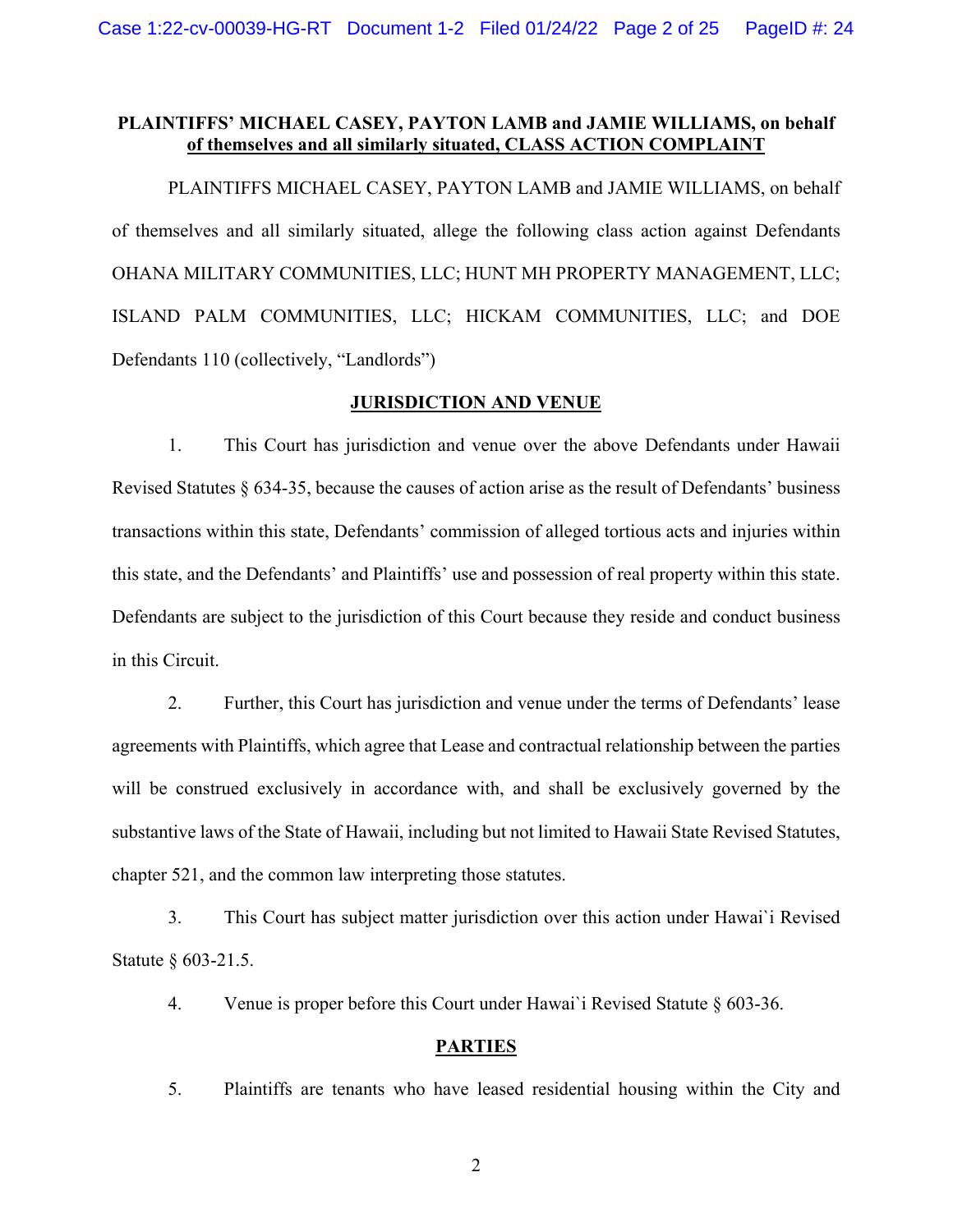**PLAINTIFFS' MICHAEL CASEY, PAYTON LAMB and JAMIE WILLIAMS, on behalf <u>of themselves and all similarly situated, CLASS ACTION COMPLAINT</u>**

PLAINTIFFS MICHAEL CASEY, PAYTON LAMB and JAMIE WILLIAMS, on behalf of themselves and all similarly situated, allege the following class action against Defendants OHANA MILITARY COMMUNITIES, LLC; HUNT MH PROPERTY MANAGEMENT, LLC; ISLAND PALM COMMUNITIES, LLC; HICKAM COMMUNITIES, LLC; and DOE Defendants 110 (collectively, "Landlords")

## JURISDICTION AND VENUE

1. This Court has jurisdiction and venue over the above Defendants under Hawaii Revised Statutes § 634-35, because the causes of action arise as the result of Defendants' business transactions within this state, Defendants' commission of alleged tortious acts and injuries within this state, and the Defendants' and Plaintiffs' use and possession of real property within this state. Defendants are subject to the jurisdiction of this Court because they reside and conduct business in this Circuit.

2. Further, this Court has jurisdiction and venue under the terms of Defendants' lease agreements with Plaintiffs, which agree that Lease and contractual relationship between the parties will be construed exclusively in accordance with, and shall be exclusively governed by the substantive laws of the State of Hawaii, including but not limited to Hawaii State Revised Statutes, chapter 521, and the common law interpreting those statutes.

3. This Court has subject matter jurisdiction over this action under Hawai`i Revised Statute § 603-21.5.

4. Venue is proper before this Court under Hawai`i Revised Statute § 603-36.

## PARTIES

5. Plaintiffs are tenants who have leased residential housing within the City and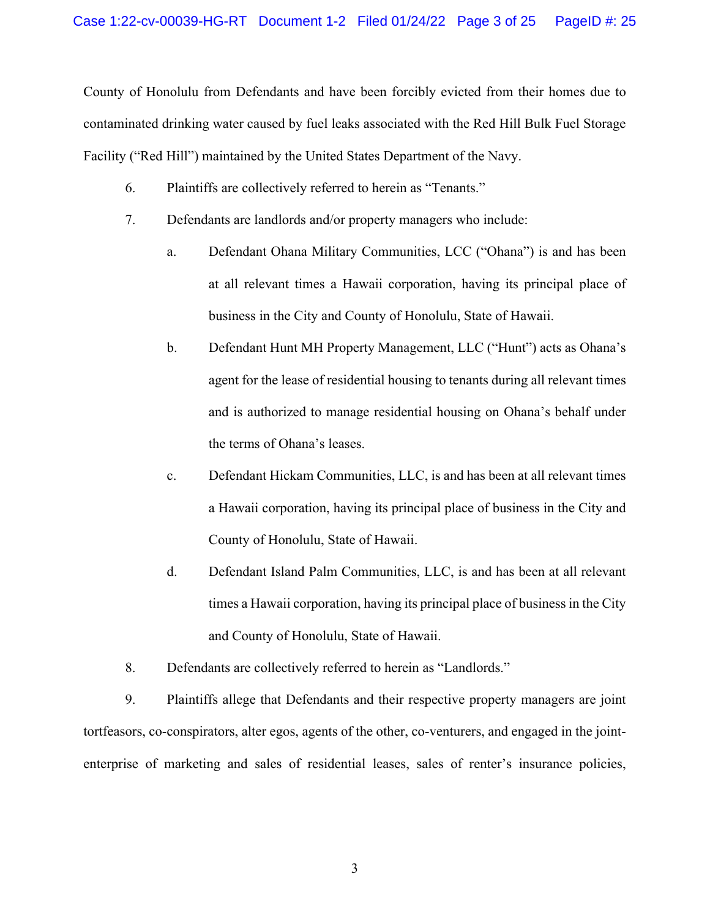County of Honolulu from Defendants and have been forcibly evicted from their homes due to contaminated drinking water caused by fuel leaks associated with the Red Hill Bulk Fuel Storage Facility ("Red Hill") maintained by the United States Department of the Navy.

6. Plaintiffs are collectively referred to herein as "Tenants."

7. Defendants are landlords and/or property managers who include:

   a. Defendant Ohana Military Communities, LCC ("Ohana") is and has been at all relevant times a Hawaii corporation, having its principal place of business in the City and County of Honolulu, State of Hawaii.

   b. Defendant Hunt MH Property Management, LLC ("Hunt") acts as Ohana's agent for the lease of residential housing to tenants during all relevant times and is authorized to manage residential housing on Ohana's behalf under the terms of Ohana's leases.

   c. Defendant Hickam Communities, LLC, is and has been at all relevant times a Hawaii corporation, having its principal place of business in the City and County of Honolulu, State of Hawaii.

   d. Defendant Island Palm Communities, LLC, is and has been at all relevant times a Hawaii corporation, having its principal place of business in the City and County of Honolulu, State of Hawaii.

8. Defendants are collectively referred to herein as "Landlords."

9. Plaintiffs allege that Defendants and their respective property managers are joint tortfeasors, co-conspirators, alter egos, agents of the other, co-venturers, and engaged in the joint-enterprise of marketing and sales of residential leases, sales of renter's insurance policies,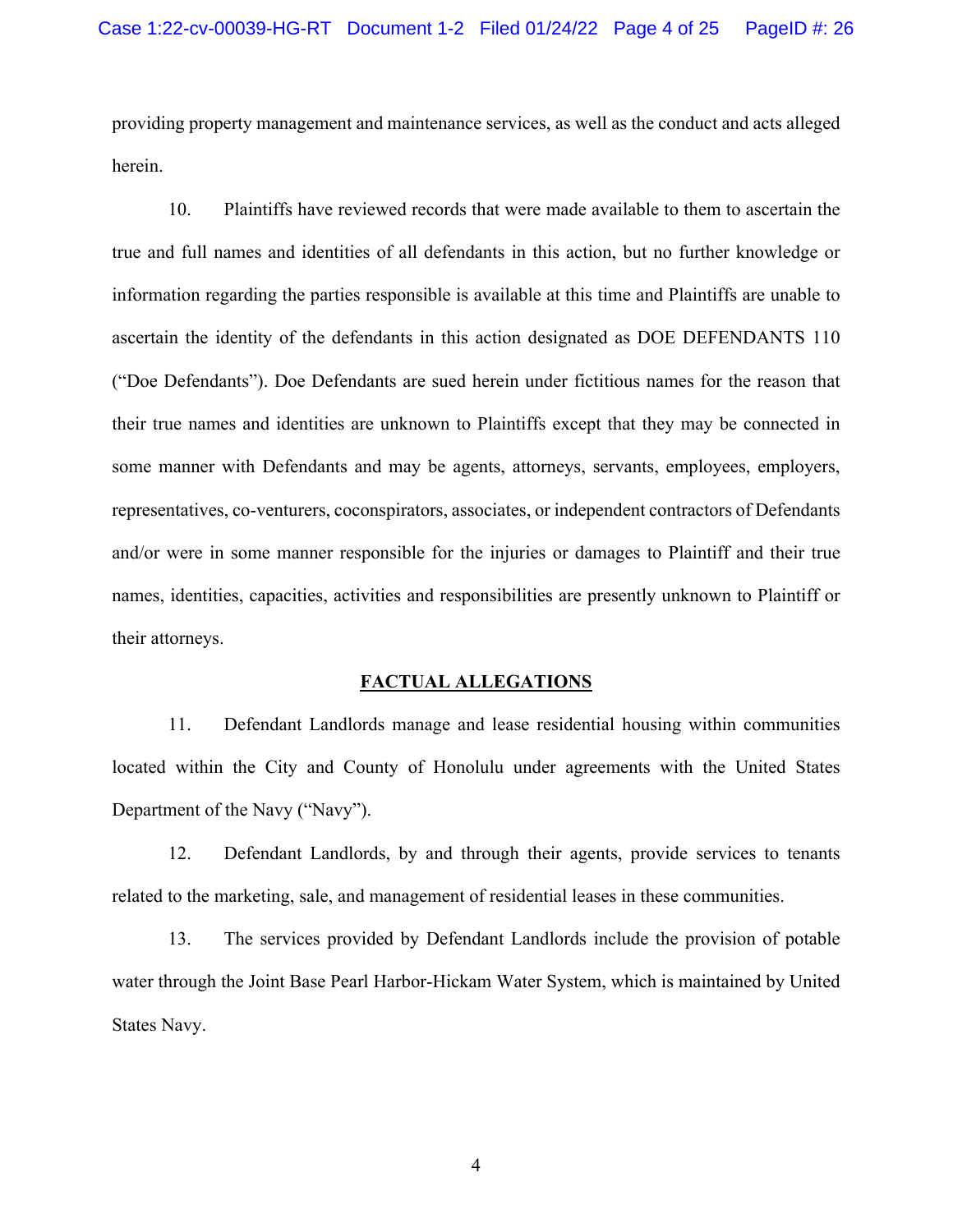providing property management and maintenance services, as well as the conduct and acts alleged herein.

10. Plaintiffs have reviewed records that were made available to them to ascertain the true and full names and identities of all defendants in this action, but no further knowledge or information regarding the parties responsible is available at this time and Plaintiffs are unable to ascertain the identity of the defendants in this action designated as DOE DEFENDANTS 110 ("Doe Defendants"). Doe Defendants are sued herein under fictitious names for the reason that their true names and identities are unknown to Plaintiffs except that they may be connected in some manner with Defendants and may be agents, attorneys, servants, employees, employers, representatives, co-venturers, coconspirators, associates, or independent contractors of Defendants and/or were in some manner responsible for the injuries or damages to Plaintiff and their true names, identities, capacities, activities and responsibilities are presently unknown to Plaintiff or their attorneys.

## FACTUAL ALLEGATIONS

11. Defendant Landlords manage and lease residential housing within communities located within the City and County of Honolulu under agreements with the United States Department of the Navy ("Navy").

12. Defendant Landlords, by and through their agents, provide services to tenants related to the marketing, sale, and management of residential leases in these communities.

13. The services provided by Defendant Landlords include the provision of potable water through the Joint Base Pearl Harbor-Hickam Water System, which is maintained by United States Navy.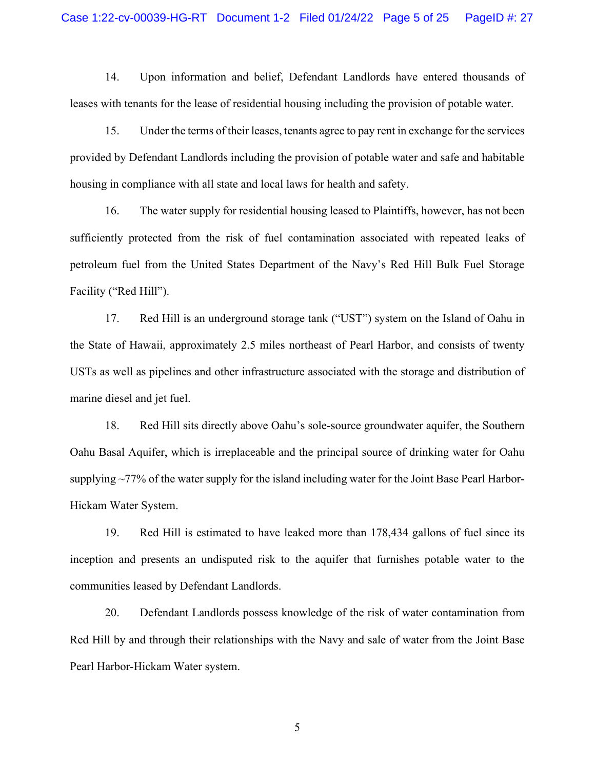14. Upon information and belief, Defendant Landlords have entered thousands of leases with tenants for the lease of residential housing including the provision of potable water.

15. Under the terms of their leases, tenants agree to pay rent in exchange for the services provided by Defendant Landlords including the provision of potable water and safe and habitable housing in compliance with all state and local laws for health and safety.

16. The water supply for residential housing leased to Plaintiffs, however, has not been sufficiently protected from the risk of fuel contamination associated with repeated leaks of petroleum fuel from the United States Department of the Navy's Red Hill Bulk Fuel Storage Facility ("Red Hill").

17. Red Hill is an underground storage tank ("UST") system on the Island of Oahu in the State of Hawaii, approximately 2.5 miles northeast of Pearl Harbor, and consists of twenty USTs as well as pipelines and other infrastructure associated with the storage and distribution of marine diesel and jet fuel.

18. Red Hill sits directly above Oahu's sole-source groundwater aquifer, the Southern Oahu Basal Aquifer, which is irreplaceable and the principal source of drinking water for Oahu supplying ~77% of the water supply for the island including water for the Joint Base Pearl Harbor-Hickam Water System.

19. Red Hill is estimated to have leaked more than 178,434 gallons of fuel since its inception and presents an undisputed risk to the aquifer that furnishes potable water to the communities leased by Defendant Landlords.

20. Defendant Landlords possess knowledge of the risk of water contamination from Red Hill by and through their relationships with the Navy and sale of water from the Joint Base Pearl Harbor-Hickam Water system.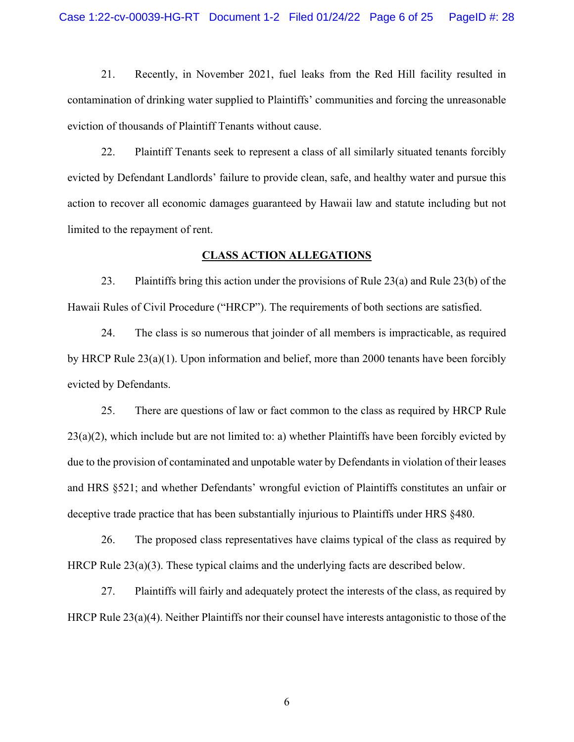21. Recently, in November 2021, fuel leaks from the Red Hill facility resulted in contamination of drinking water supplied to Plaintiffs' communities and forcing the unreasonable eviction of thousands of Plaintiff Tenants without cause.

22. Plaintiff Tenants seek to represent a class of all similarly situated tenants forcibly evicted by Defendant Landlords' failure to provide clean, safe, and healthy water and pursue this action to recover all economic damages guaranteed by Hawaii law and statute including but not limited to the repayment of rent.

**CLASS ACTION ALLEGATIONS**

23. Plaintiffs bring this action under the provisions of Rule 23(a) and Rule 23(b) of the Hawaii Rules of Civil Procedure ("HRCP"). The requirements of both sections are satisfied.

24. The class is so numerous that joinder of all members is impracticable, as required by HRCP Rule 23(a)(1). Upon information and belief, more than 2000 tenants have been forcibly evicted by Defendants.

25. There are questions of law or fact common to the class as required by HRCP Rule 23(a)(2), which include but are not limited to: a) whether Plaintiffs have been forcibly evicted by due to the provision of contaminated and unpotable water by Defendants in violation of their leases and HRS §521; and whether Defendants' wrongful eviction of Plaintiffs constitutes an unfair or deceptive trade practice that has been substantially injurious to Plaintiffs under HRS §480.

26. The proposed class representatives have claims typical of the class as required by HRCP Rule 23(a)(3). These typical claims and the underlying facts are described below.

27. Plaintiffs will fairly and adequately protect the interests of the class, as required by HRCP Rule 23(a)(4). Neither Plaintiffs nor their counsel have interests antagonistic to those of the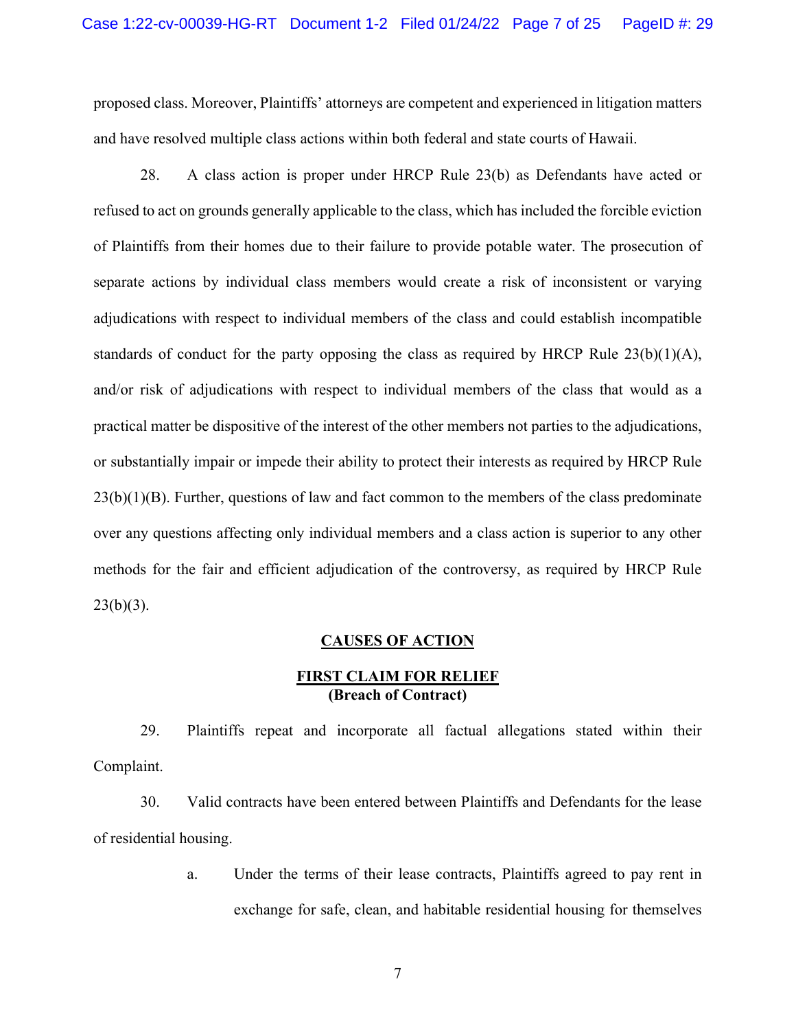proposed class. Moreover, Plaintiffs' attorneys are competent and experienced in litigation matters and have resolved multiple class actions within both federal and state courts of Hawaii.

28. A class action is proper under HRCP Rule 23(b) as Defendants have acted or refused to act on grounds generally applicable to the class, which has included the forcible eviction of Plaintiffs from their homes due to their failure to provide potable water. The prosecution of separate actions by individual class members would create a risk of inconsistent or varying adjudications with respect to individual members of the class and could establish incompatible standards of conduct for the party opposing the class as required by HRCP Rule 23(b)(1)(A), and/or risk of adjudications with respect to individual members of the class that would as a practical matter be dispositive of the interest of the other members not parties to the adjudications, or substantially impair or impede their ability to protect their interests as required by HRCP Rule 23(b)(1)(B). Further, questions of law and fact common to the members of the class predominate over any questions affecting only individual members and a class action is superior to any other methods for the fair and efficient adjudication of the controversy, as required by HRCP Rule 23(b)(3).

## CAUSES OF ACTION

### FIRST CLAIM FOR RELIEF
**(Breach of Contract)**

29. Plaintiffs repeat and incorporate all factual allegations stated within their Complaint.

30. Valid contracts have been entered between Plaintiffs and Defendants for the lease of residential housing.

a. Under the terms of their lease contracts, Plaintiffs agreed to pay rent in exchange for safe, clean, and habitable residential housing for themselves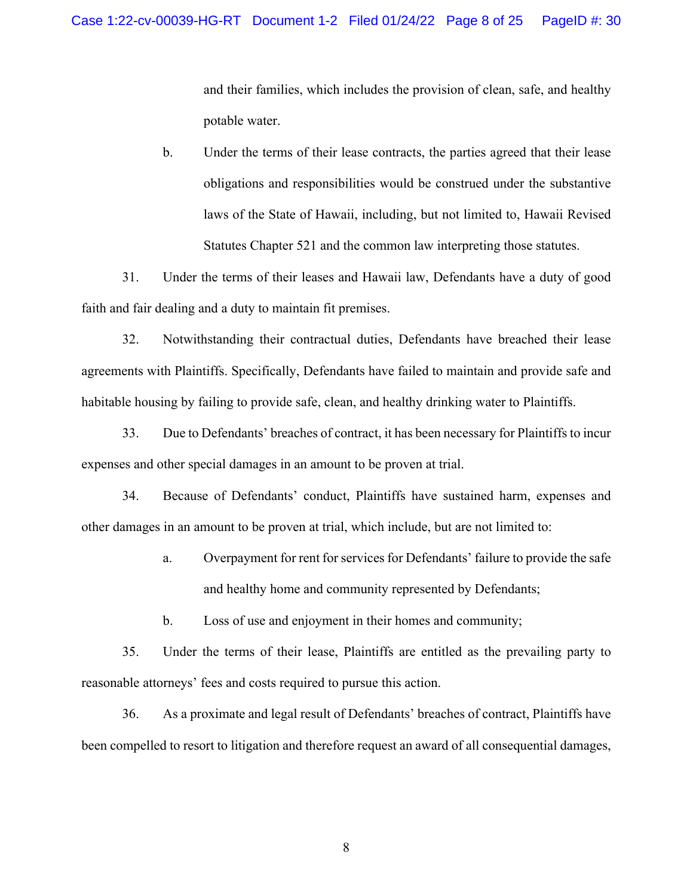and their families, which includes the provision of clean, safe, and healthy potable water.

b. Under the terms of their lease contracts, the parties agreed that their lease obligations and responsibilities would be construed under the substantive laws of the State of Hawaii, including, but not limited to, Hawaii Revised Statutes Chapter 521 and the common law interpreting those statutes.

31. Under the terms of their leases and Hawaii law, Defendants have a duty of good faith and fair dealing and a duty to maintain fit premises.

32. Notwithstanding their contractual duties, Defendants have breached their lease agreements with Plaintiffs. Specifically, Defendants have failed to maintain and provide safe and habitable housing by failing to provide safe, clean, and healthy drinking water to Plaintiffs.

33. Due to Defendants' breaches of contract, it has been necessary for Plaintiffs to incur expenses and other special damages in an amount to be proven at trial.

34. Because of Defendants' conduct, Plaintiffs have sustained harm, expenses and other damages in an amount to be proven at trial, which include, but are not limited to:

a. Overpayment for rent for services for Defendants' failure to provide the safe and healthy home and community represented by Defendants;

b. Loss of use and enjoyment in their homes and community;

35. Under the terms of their lease, Plaintiffs are entitled as the prevailing party to reasonable attorneys' fees and costs required to pursue this action.

36. As a proximate and legal result of Defendants' breaches of contract, Plaintiffs have been compelled to resort to litigation and therefore request an award of all consequential damages,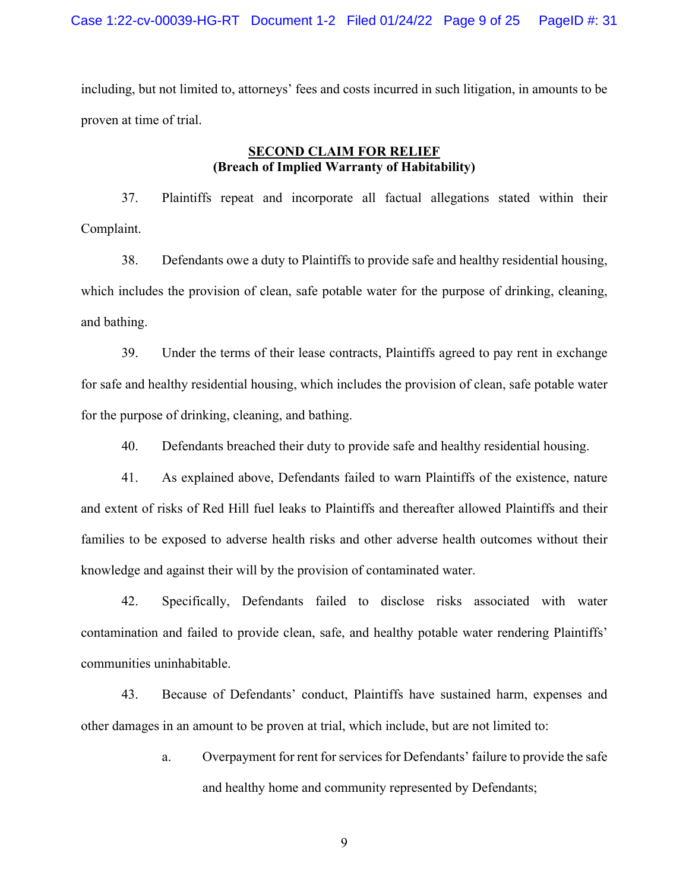including, but not limited to, attorneys' fees and costs incurred in such litigation, in amounts to be proven at time of trial.

## SECOND CLAIM FOR RELIEF
**(Breach of Implied Warranty of Habitability)**

37. Plaintiffs repeat and incorporate all factual allegations stated within their Complaint.

38. Defendants owe a duty to Plaintiffs to provide safe and healthy residential housing, which includes the provision of clean, safe potable water for the purpose of drinking, cleaning, and bathing.

39. Under the terms of their lease contracts, Plaintiffs agreed to pay rent in exchange for safe and healthy residential housing, which includes the provision of clean, safe potable water for the purpose of drinking, cleaning, and bathing.

40. Defendants breached their duty to provide safe and healthy residential housing.

41. As explained above, Defendants failed to warn Plaintiffs of the existence, nature and extent of risks of Red Hill fuel leaks to Plaintiffs and thereafter allowed Plaintiffs and their families to be exposed to adverse health risks and other adverse health outcomes without their knowledge and against their will by the provision of contaminated water.

42. Specifically, Defendants failed to disclose risks associated with water contamination and failed to provide clean, safe, and healthy potable water rendering Plaintiffs' communities uninhabitable.

43. Because of Defendants' conduct, Plaintiffs have sustained harm, expenses and other damages in an amount to be proven at trial, which include, but are not limited to:

   a. Overpayment for rent for services for Defendants' failure to provide the safe and healthy home and community represented by Defendants;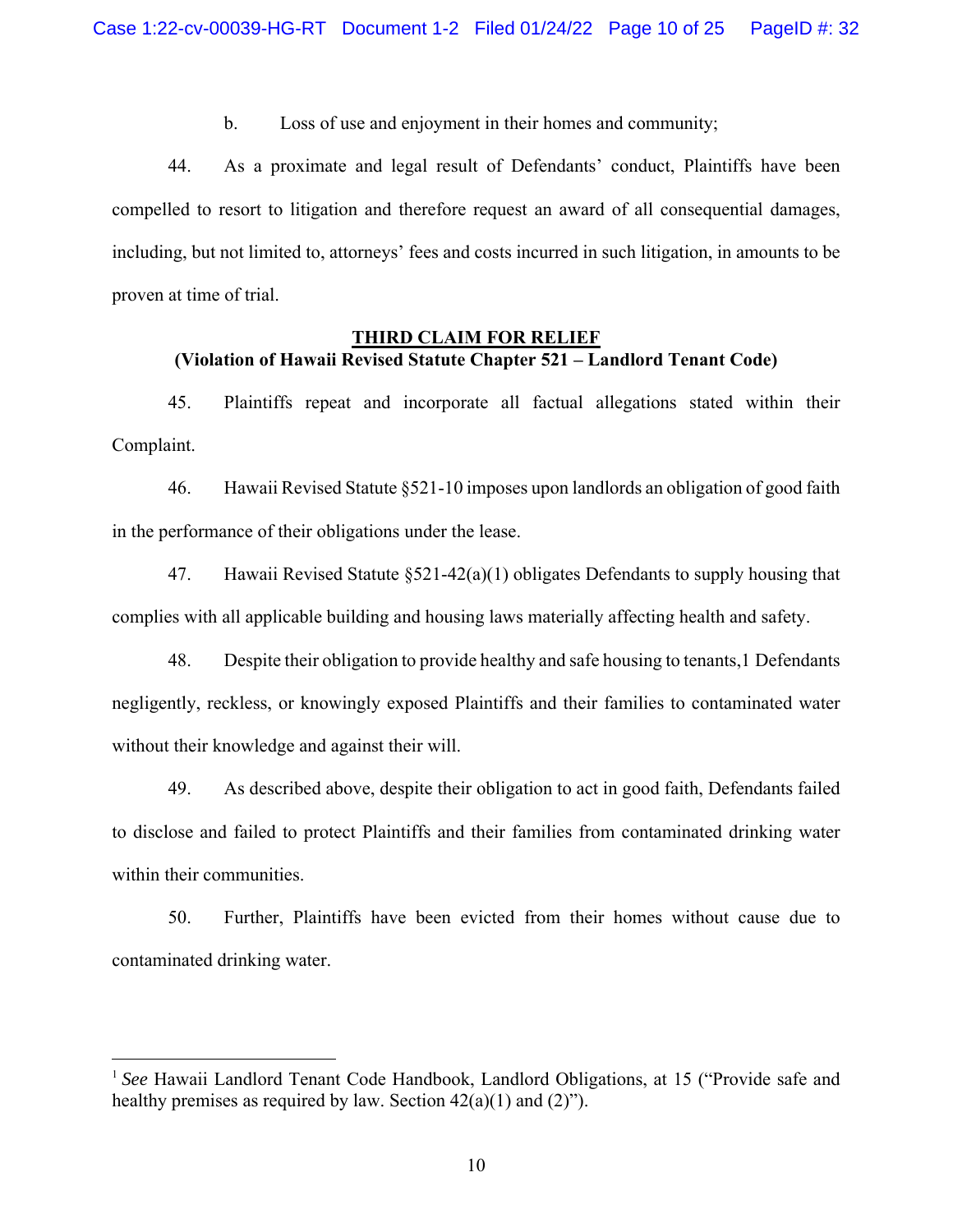b. Loss of use and enjoyment in their homes and community;

44. As a proximate and legal result of Defendants' conduct, Plaintiffs have been compelled to resort to litigation and therefore request an award of all consequential damages, including, but not limited to, attorneys' fees and costs incurred in such litigation, in amounts to be proven at time of trial.

**THIRD CLAIM FOR RELIEF**
**(Violation of Hawaii Revised Statute Chapter 521 – Landlord Tenant Code)**

45. Plaintiffs repeat and incorporate all factual allegations stated within their Complaint.

46. Hawaii Revised Statute §521-10 imposes upon landlords an obligation of good faith in the performance of their obligations under the lease.

47. Hawaii Revised Statute §521-42(a)(1) obligates Defendants to supply housing that complies with all applicable building and housing laws materially affecting health and safety.

48. Despite their obligation to provide healthy and safe housing to tenants,[1] Defendants negligently, reckless, or knowingly exposed Plaintiffs and their families to contaminated water without their knowledge and against their will.

49. As described above, despite their obligation to act in good faith, Defendants failed to disclose and failed to protect Plaintiffs and their families from contaminated drinking water within their communities.

50. Further, Plaintiffs have been evicted from their homes without cause due to contaminated drinking water.

---

[1] *See* Hawaii Landlord Tenant Code Handbook, Landlord Obligations, at 15 ("Provide safe and healthy premises as required by law. Section 42(a)(1) and (2)").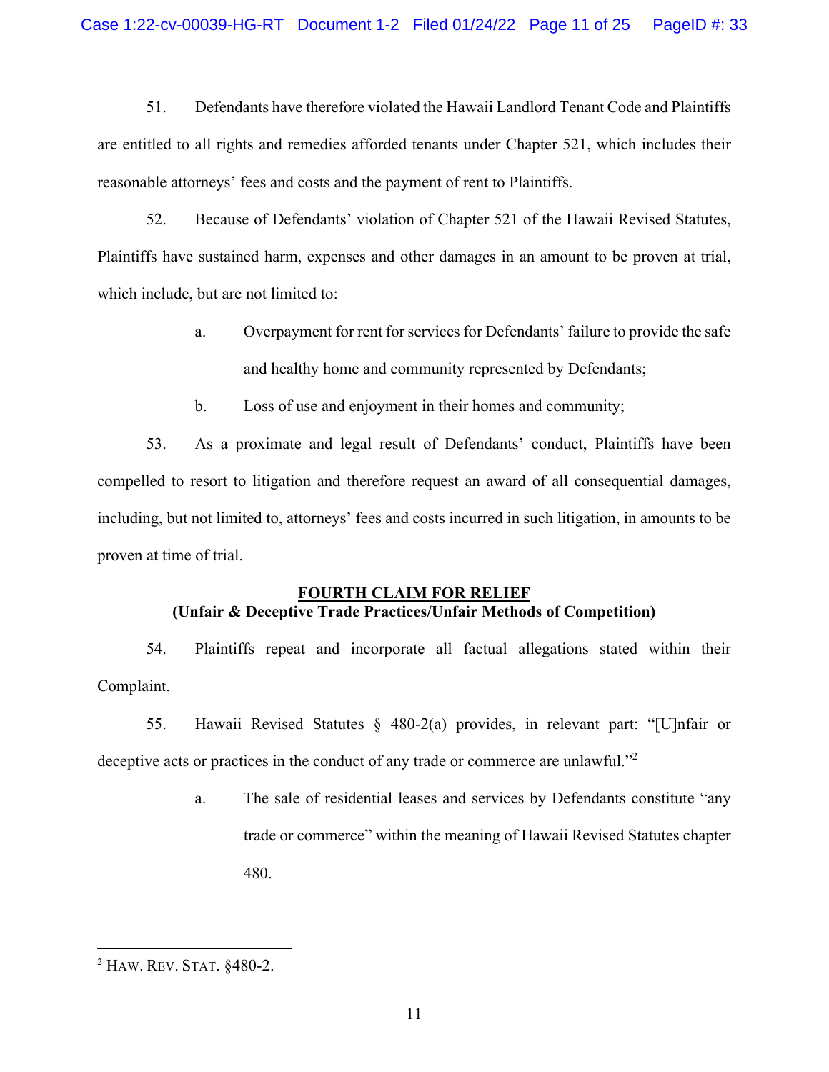51. Defendants have therefore violated the Hawaii Landlord Tenant Code and Plaintiffs are entitled to all rights and remedies afforded tenants under Chapter 521, which includes their reasonable attorneys' fees and costs and the payment of rent to Plaintiffs.

52. Because of Defendants' violation of Chapter 521 of the Hawaii Revised Statutes, Plaintiffs have sustained harm, expenses and other damages in an amount to be proven at trial, which include, but are not limited to:

a. Overpayment for rent for services for Defendants' failure to provide the safe and healthy home and community represented by Defendants;

b. Loss of use and enjoyment in their homes and community;

53. As a proximate and legal result of Defendants' conduct, Plaintiffs have been compelled to resort to litigation and therefore request an award of all consequential damages, including, but not limited to, attorneys' fees and costs incurred in such litigation, in amounts to be proven at time of trial.

**FOURTH CLAIM FOR RELIEF**
**(Unfair & Deceptive Trade Practices/Unfair Methods of Competition)**

54. Plaintiffs repeat and incorporate all factual allegations stated within their Complaint.

55. Hawaii Revised Statutes § 480-2(a) provides, in relevant part: "[U]nfair or deceptive acts or practices in the conduct of any trade or commerce are unlawful."[2]

a. The sale of residential leases and services by Defendants constitute "any trade or commerce" within the meaning of Hawaii Revised Statutes chapter 480.

---

[2] HAW. REV. STAT. §480-2.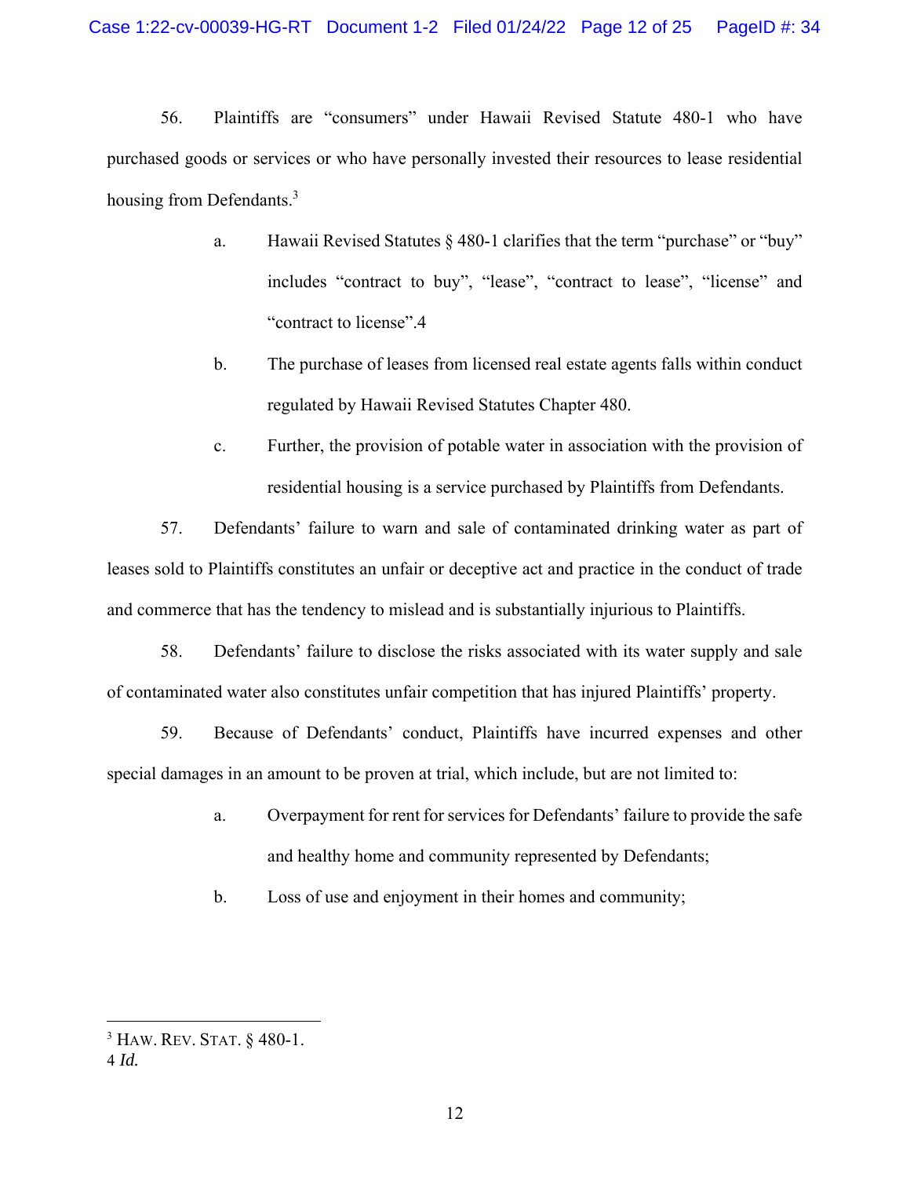56. Plaintiffs are "consumers" under Hawaii Revised Statute 480-1 who have purchased goods or services or who have personally invested their resources to lease residential housing from Defendants.[3]

a. Hawaii Revised Statutes § 480-1 clarifies that the term "purchase" or "buy" includes "contract to buy", "lease", "contract to lease", "license" and "contract to license".4

b. The purchase of leases from licensed real estate agents falls within conduct regulated by Hawaii Revised Statutes Chapter 480.

c. Further, the provision of potable water in association with the provision of residential housing is a service purchased by Plaintiffs from Defendants.

57. Defendants' failure to warn and sale of contaminated drinking water as part of leases sold to Plaintiffs constitutes an unfair or deceptive act and practice in the conduct of trade and commerce that has the tendency to mislead and is substantially injurious to Plaintiffs.

58. Defendants' failure to disclose the risks associated with its water supply and sale of contaminated water also constitutes unfair competition that has injured Plaintiffs' property.

59. Because of Defendants' conduct, Plaintiffs have incurred expenses and other special damages in an amount to be proven at trial, which include, but are not limited to:

a. Overpayment for rent for services for Defendants' failure to provide the safe and healthy home and community represented by Defendants;

b. Loss of use and enjoyment in their homes and community;

---

[3] HAW. REV. STAT. § 480-1.

4 *Id.*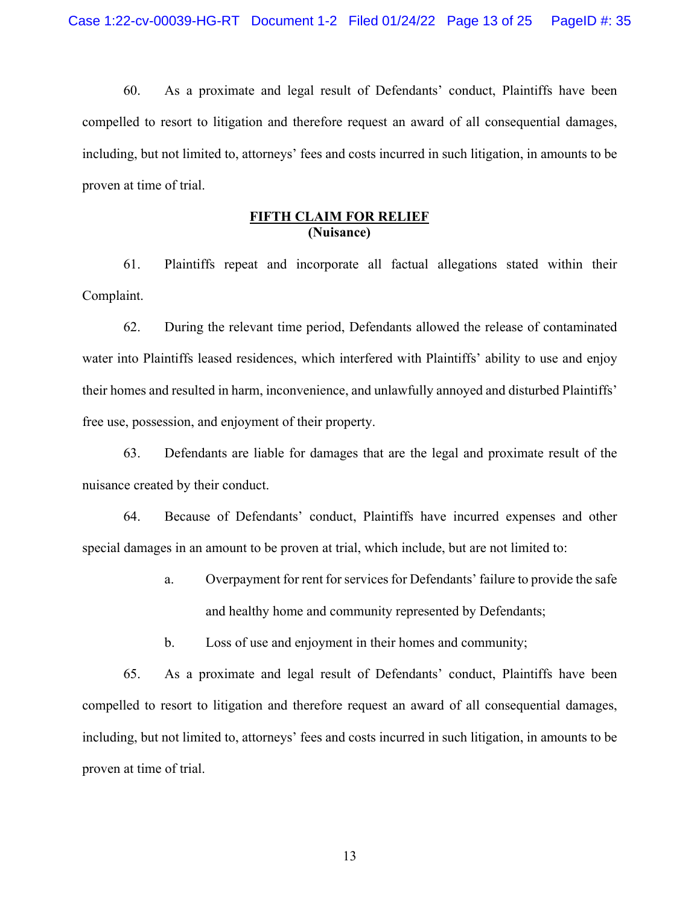60. As a proximate and legal result of Defendants' conduct, Plaintiffs have been compelled to resort to litigation and therefore request an award of all consequential damages, including, but not limited to, attorneys' fees and costs incurred in such litigation, in amounts to be proven at time of trial.

**FIFTH CLAIM FOR RELIEF**
**(Nuisance)**

61. Plaintiffs repeat and incorporate all factual allegations stated within their Complaint.

62. During the relevant time period, Defendants allowed the release of contaminated water into Plaintiffs leased residences, which interfered with Plaintiffs' ability to use and enjoy their homes and resulted in harm, inconvenience, and unlawfully annoyed and disturbed Plaintiffs' free use, possession, and enjoyment of their property.

63. Defendants are liable for damages that are the legal and proximate result of the nuisance created by their conduct.

64. Because of Defendants' conduct, Plaintiffs have incurred expenses and other special damages in an amount to be proven at trial, which include, but are not limited to:

a. Overpayment for rent for services for Defendants' failure to provide the safe and healthy home and community represented by Defendants;

b. Loss of use and enjoyment in their homes and community;

65. As a proximate and legal result of Defendants' conduct, Plaintiffs have been compelled to resort to litigation and therefore request an award of all consequential damages, including, but not limited to, attorneys' fees and costs incurred in such litigation, in amounts to be proven at time of trial.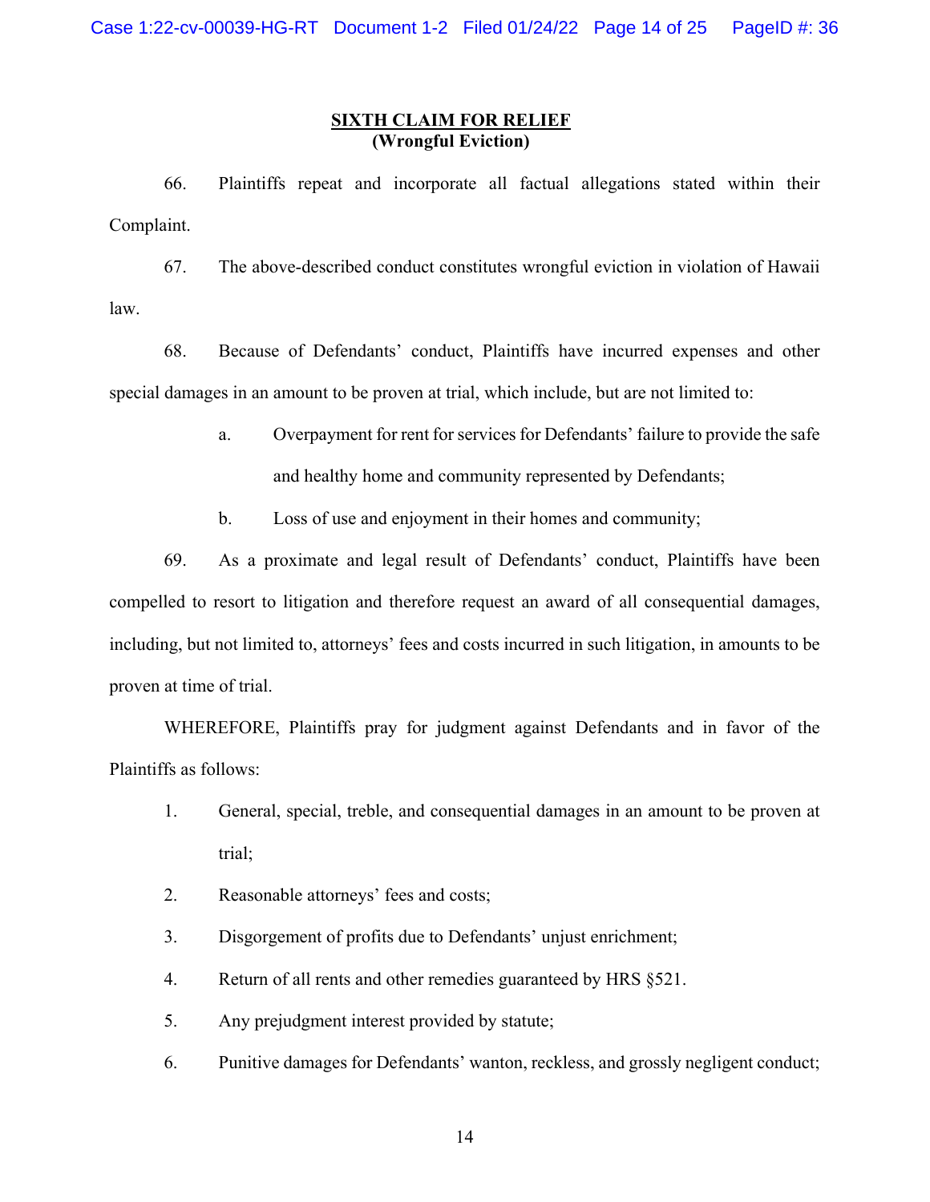## SIXTH CLAIM FOR RELIEF
**(Wrongful Eviction)**

66. Plaintiffs repeat and incorporate all factual allegations stated within their Complaint.

67. The above-described conduct constitutes wrongful eviction in violation of Hawaii law.

68. Because of Defendants' conduct, Plaintiffs have incurred expenses and other special damages in an amount to be proven at trial, which include, but are not limited to:

   a. Overpayment for rent for services for Defendants' failure to provide the safe and healthy home and community represented by Defendants;

   b. Loss of use and enjoyment in their homes and community;

69. As a proximate and legal result of Defendants' conduct, Plaintiffs have been compelled to resort to litigation and therefore request an award of all consequential damages, including, but not limited to, attorneys' fees and costs incurred in such litigation, in amounts to be proven at time of trial.

WHEREFORE, Plaintiffs pray for judgment against Defendants and in favor of the Plaintiffs as follows:

1. General, special, treble, and consequential damages in an amount to be proven at trial;
2. Reasonable attorneys' fees and costs;
3. Disgorgement of profits due to Defendants' unjust enrichment;
4. Return of all rents and other remedies guaranteed by HRS §521.
5. Any prejudgment interest provided by statute;
6. Punitive damages for Defendants' wanton, reckless, and grossly negligent conduct;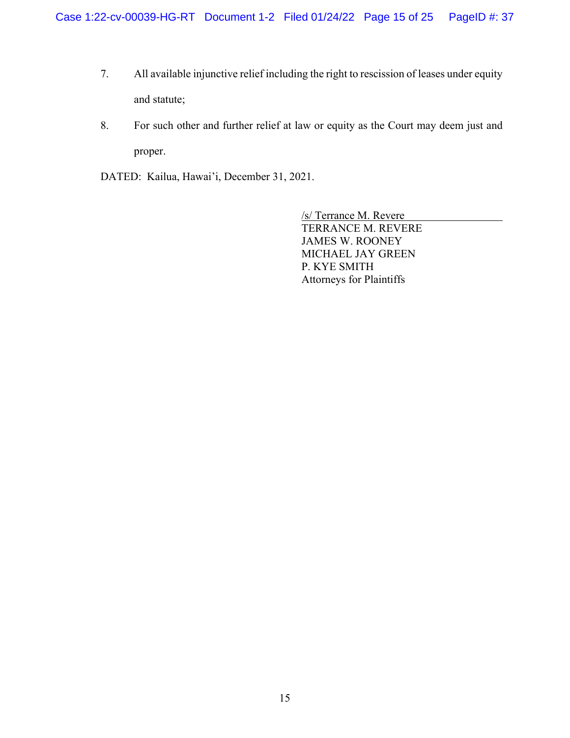7. All available injunctive relief including the right to rescission of leases under equity and statute;

8. For such other and further relief at law or equity as the Court may deem just and proper.

DATED: Kailua, Hawai'i, December 31, 2021.

/s/ Terrance M. Revere
TERRANCE M. REVERE
JAMES W. ROONEY
MICHAEL JAY GREEN
P. KYE SMITH
Attorneys for Plaintiffs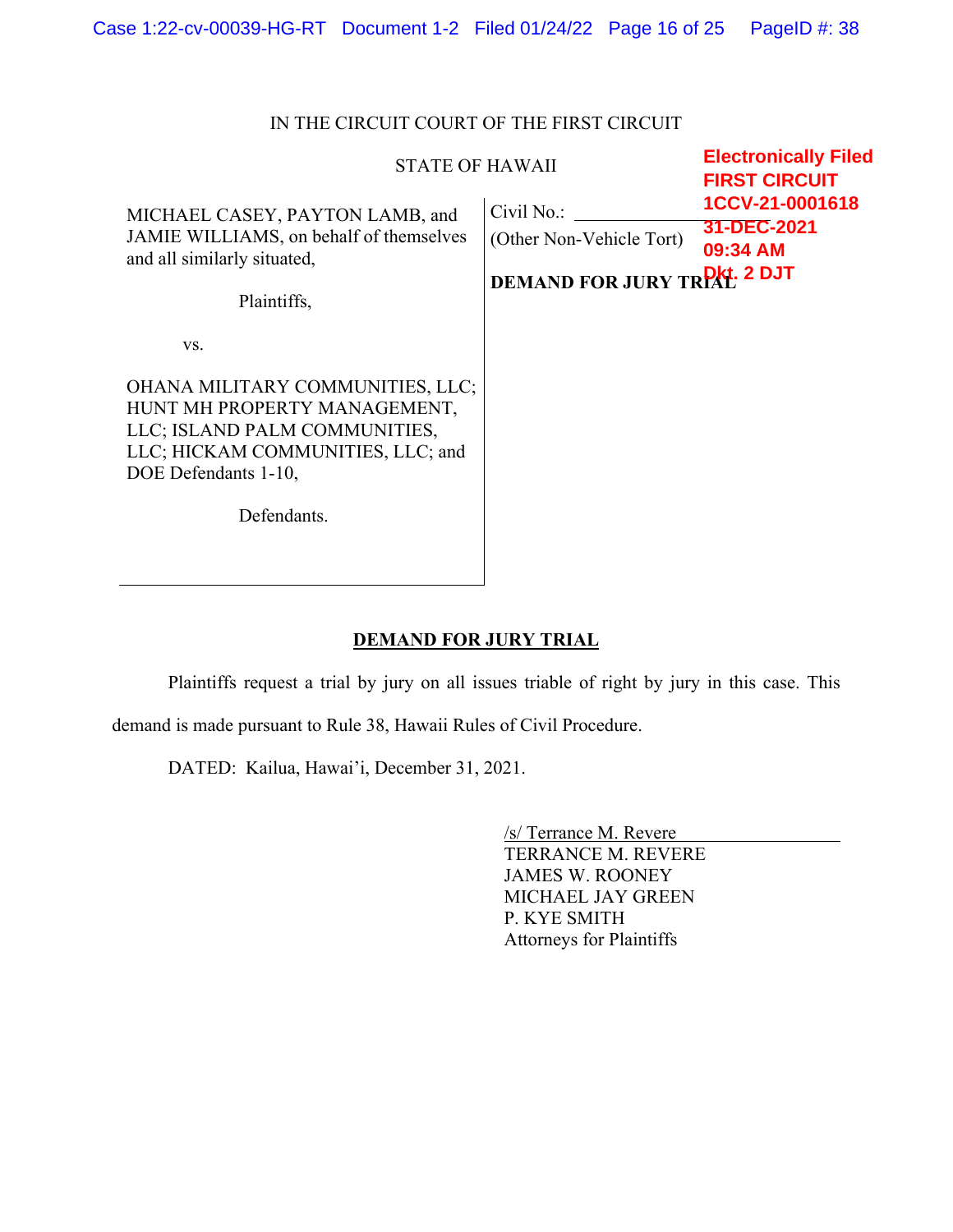IN THE CIRCUIT COURT OF THE FIRST CIRCUIT

STATE OF HAWAII

**Electronically Filed**
**FIRST CIRCUIT**
**1CCV-21-0001618**
**31-DEC-2021**
**09:34 AM**
**Dkt. 2 DJT**

| | |
|---|---|
| MICHAEL CASEY, PAYTON LAMB, and JAMIE WILLIAMS, on behalf of themselves and all similarly situated,<br><br>Plaintiffs,<br><br>vs.<br><br>OHANA MILITARY COMMUNITIES, LLC; HUNT MH PROPERTY MANAGEMENT, LLC; ISLAND PALM COMMUNITIES, LLC; HICKAM COMMUNITIES, LLC; and DOE Defendants 1-10,<br><br>Defendants. | Civil No.: \_\_\_\_\_\_\_\_\_\_\_\_\_\_\_\_\_\_\_\_<br>(Other Non-Vehicle Tort)<br><br>**DEMAND FOR JURY TRIAL** |

**DEMAND FOR JURY TRIAL**

Plaintiffs request a trial by jury on all issues triable of right by jury in this case. This demand is made pursuant to Rule 38, Hawaii Rules of Civil Procedure.

DATED: Kailua, Hawai'i, December 31, 2021.

/s/ Terrance M. Revere
TERRANCE M. REVERE
JAMES W. ROONEY
MICHAEL JAY GREEN
P. KYE SMITH
Attorneys for Plaintiffs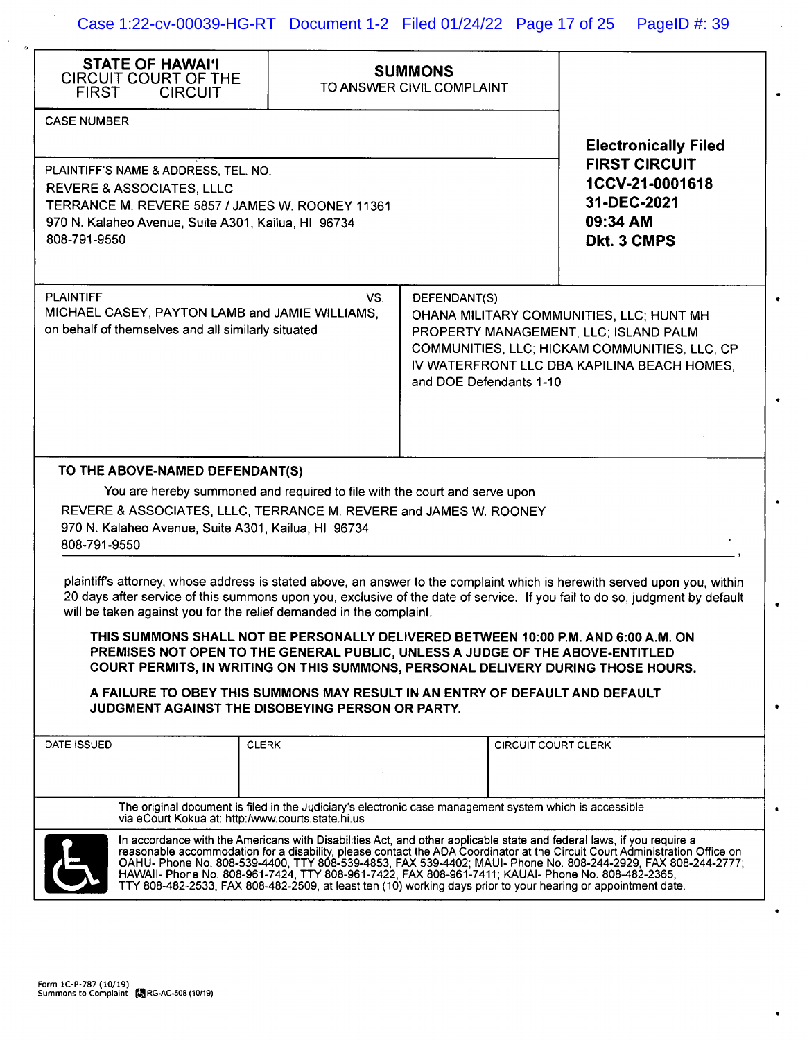| **STATE OF HAWAI'I**<br>CIRCUIT COURT OF THE<br>FIRST CIRCUIT | **SUMMONS**<br>TO ANSWER CIVIL COMPLAINT | |
|---|---|---|
| CASE NUMBER | | **Electronically Filed**<br>**FIRST CIRCUIT**<br>**1CCV-21-0001618**<br>**31-DEC-2021**<br>**09:34 AM**<br>**Dkt. 3 CMPS** |
| PLAINTIFF'S NAME & ADDRESS, TEL. NO.<br>REVERE & ASSOCIATES, LLLC<br>TERRANCE M. REVERE 5857 / JAMES W. ROONEY 11361<br>970 N. Kalaheo Avenue, Suite A301, Kailua, HI 96734<br>808-791-9550 | | |

| PLAINTIFF VS. | DEFENDANT(S) |
|---|---|
| MICHAEL CASEY, PAYTON LAMB and JAMIE WILLIAMS, on behalf of themselves and all similarly situated | OHANA MILITARY COMMUNITIES, LLC; HUNT MH PROPERTY MANAGEMENT, LLC; ISLAND PALM COMMUNITIES, LLC; HICKAM COMMUNITIES, LLC; CP IV WATERFRONT LLC DBA KAPILINA BEACH HOMES, and DOE Defendants 1-10 |

**TO THE ABOVE-NAMED DEFENDANT(S)**

You are hereby summoned and required to file with the court and serve upon

REVERE & ASSOCIATES, LLLC, TERRANCE M. REVERE and JAMES W. ROONEY
970 N. Kalaheo Avenue, Suite A301, Kailua, HI 96734
808-791-9550

plaintiff's attorney, whose address is stated above, an answer to the complaint which is herewith served upon you, within 20 days after service of this summons upon you, exclusive of the date of service. If you fail to do so, judgment by default will be taken against you for the relief demanded in the complaint.

**THIS SUMMONS SHALL NOT BE PERSONALLY DELIVERED BETWEEN 10:00 P.M. AND 6:00 A.M. ON PREMISES NOT OPEN TO THE GENERAL PUBLIC, UNLESS A JUDGE OF THE ABOVE-ENTITLED COURT PERMITS, IN WRITING ON THIS SUMMONS, PERSONAL DELIVERY DURING THOSE HOURS.**

**A FAILURE TO OBEY THIS SUMMONS MAY RESULT IN AN ENTRY OF DEFAULT AND DEFAULT JUDGMENT AGAINST THE DISOBEYING PERSON OR PARTY.**

| DATE ISSUED | CLERK | CIRCUIT COURT CLERK |
|---|---|---|
| | | |

The original document is filed in the Judiciary's electronic case management system which is accessible via eCourt Kokua at: http:/www.courts.state.hi.us

In accordance with the Americans with Disabilities Act, and other applicable state and federal laws, if you require a reasonable accommodation for a disability, please contact the ADA Coordinator at the Circuit Court Administration Office on OAHU- Phone No. 808-539-4400, TTY 808-539-4853, FAX 539-4402; MAUI- Phone No. 808-244-2929, FAX 808-244-2777; HAWAII- Phone No. 808-961-7424, TTY 808-961-7422, FAX 808-961-7411; KAUAI- Phone No. 808-482-2365, TTY 808-482-2533, FAX 808-482-2509, at least ten (10) working days prior to your hearing or appointment date.

Form 1C-P-787 (10/19)
Summons to Complaint RG-AC-508 (10/19)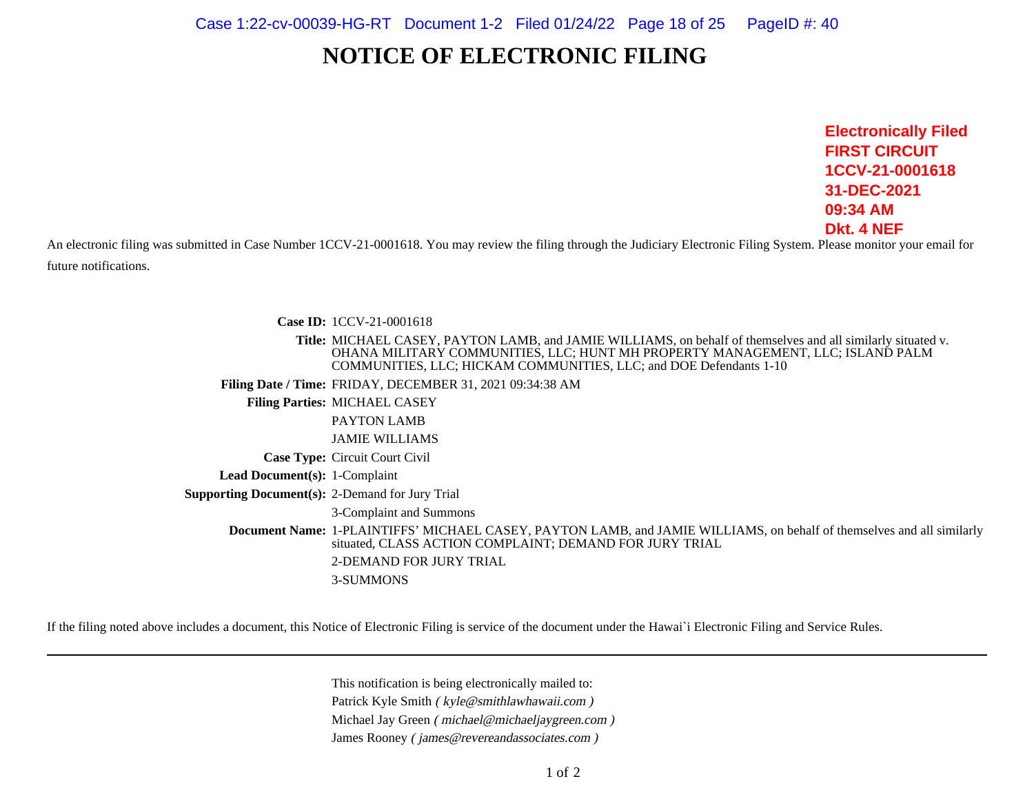# NOTICE OF ELECTRONIC FILING

**Electronically Filed**
**FIRST CIRCUIT**
**1CCV-21-0001618**
**31-DEC-2021**
**09:34 AM**
**Dkt. 4 NEF**

An electronic filing was submitted in Case Number 1CCV-21-0001618. You may review the filing through the Judiciary Electronic Filing System. Please monitor your email for future notifications.

| | |
|---|---|
| **Case ID:** | 1CCV-21-0001618 |
| **Title:** | MICHAEL CASEY, PAYTON LAMB, and JAMIE WILLIAMS, on behalf of themselves and all similarly situated v. OHANA MILITARY COMMUNITIES, LLC; HUNT MH PROPERTY MANAGEMENT, LLC; ISLAND PALM COMMUNITIES, LLC; HICKAM COMMUNITIES, LLC; and DOE Defendants 1-10 |
| **Filing Date / Time:** | FRIDAY, DECEMBER 31, 2021 09:34:38 AM |
| **Filing Parties:** | MICHAEL CASEY |
| | PAYTON LAMB |
| | JAMIE WILLIAMS |
| **Case Type:** | Circuit Court Civil |
| **Lead Document(s):** | 1-Complaint |
| **Supporting Document(s):** | 2-Demand for Jury Trial |
| | 3-Complaint and Summons |
| **Document Name:** | 1-PLAINTIFFS' MICHAEL CASEY, PAYTON LAMB, and JAMIE WILLIAMS, on behalf of themselves and all similarly situated, CLASS ACTION COMPLAINT; DEMAND FOR JURY TRIAL |
| | 2-DEMAND FOR JURY TRIAL |
| | 3-SUMMONS |

If the filing noted above includes a document, this Notice of Electronic Filing is service of the document under the Hawai`i Electronic Filing and Service Rules.

---

This notification is being electronically mailed to:

Patrick Kyle Smith *( kyle@smithlawhawaii.com )*

Michael Jay Green *( michael@michaeljaygreen.com )*

James Rooney *( james@revereandassociates.com )*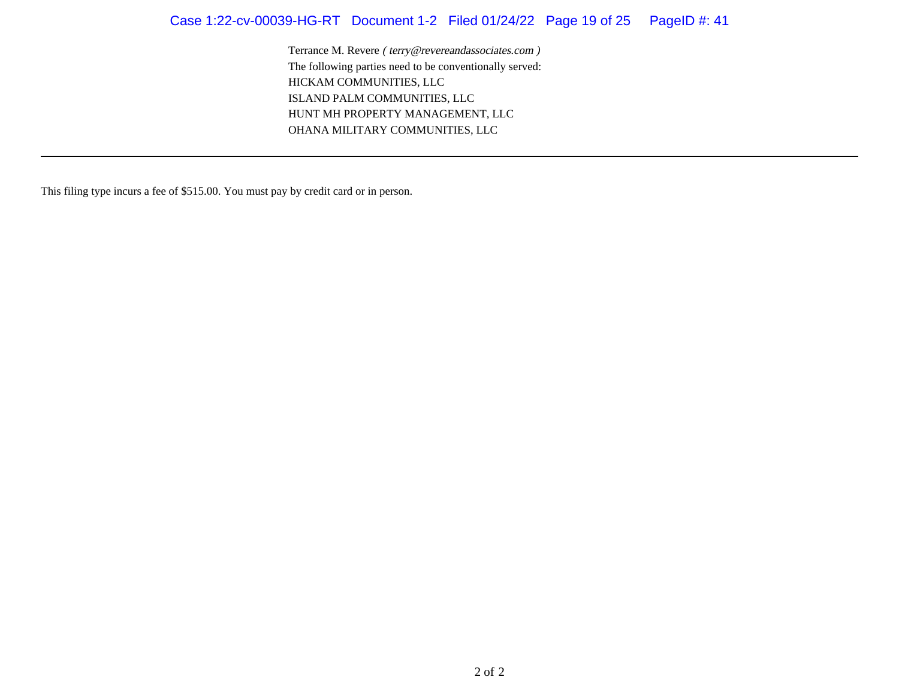Terrance M. Revere *( terry@revereandassociates.com )*
The following parties need to be conventionally served:
HICKAM COMMUNITIES, LLC
ISLAND PALM COMMUNITIES, LLC
HUNT MH PROPERTY MANAGEMENT, LLC
OHANA MILITARY COMMUNITIES, LLC

---

This filing type incurs a fee of $515.00. You must pay by credit card or in person.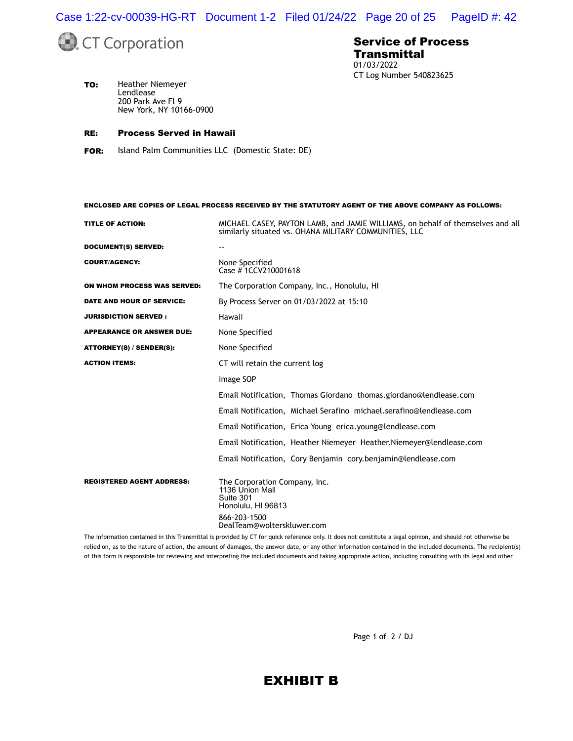CT Corporation

# Service of Process Transmittal

01/03/2022
CT Log Number 540823625

**TO:** Heather Niemeyer
Lendlease
200 Park Ave Fl 9
New York, NY 10166-0900

**RE: Process Served in Hawaii**

**FOR:** Island Palm Communities LLC (Domestic State: DE)

**ENCLOSED ARE COPIES OF LEGAL PROCESS RECEIVED BY THE STATUTORY AGENT OF THE ABOVE COMPANY AS FOLLOWS:**

| | |
|---|---|
| **TITLE OF ACTION:** | MICHAEL CASEY, PAYTON LAMB, and JAMIE WILLIAMS, on behalf of themselves and all similarly situated vs. OHANA MILITARY COMMUNITIES, LLC |
| **DOCUMENT(S) SERVED:** | -- |
| **COURT/AGENCY:** | None Specified<br>Case # 1CCV210001618 |
| **ON WHOM PROCESS WAS SERVED:** | The Corporation Company, Inc., Honolulu, HI |
| **DATE AND HOUR OF SERVICE:** | By Process Server on 01/03/2022 at 15:10 |
| **JURISDICTION SERVED :** | Hawaii |
| **APPEARANCE OR ANSWER DUE:** | None Specified |
| **ATTORNEY(S) / SENDER(S):** | None Specified |
| **ACTION ITEMS:** | CT will retain the current log |
| | Image SOP |
| | Email Notification, Thomas Giordano thomas.giordano@lendlease.com |
| | Email Notification, Michael Serafino michael.serafino@lendlease.com |
| | Email Notification, Erica Young erica.young@lendlease.com |
| | Email Notification, Heather Niemeyer Heather.Niemeyer@lendlease.com |
| | Email Notification, Cory Benjamin cory.benjamin@lendlease.com |
| **REGISTERED AGENT ADDRESS:** | The Corporation Company, Inc.<br>1136 Union Mall<br>Suite 301<br>Honolulu, HI 96813<br>866-203-1500<br>DealTeam@wolterskluwer.com |

The information contained in this Transmittal is provided by CT for quick reference only. It does not constitute a legal opinion, and should not otherwise be relied on, as to the nature of action, the amount of damages, the answer date, or any other information contained in the included documents. The recipient(s) of this form is responsible for reviewing and interpreting the included documents and taking appropriate action, including consulting with its legal and other

Page 1 of 2 / DJ

# EXHIBIT B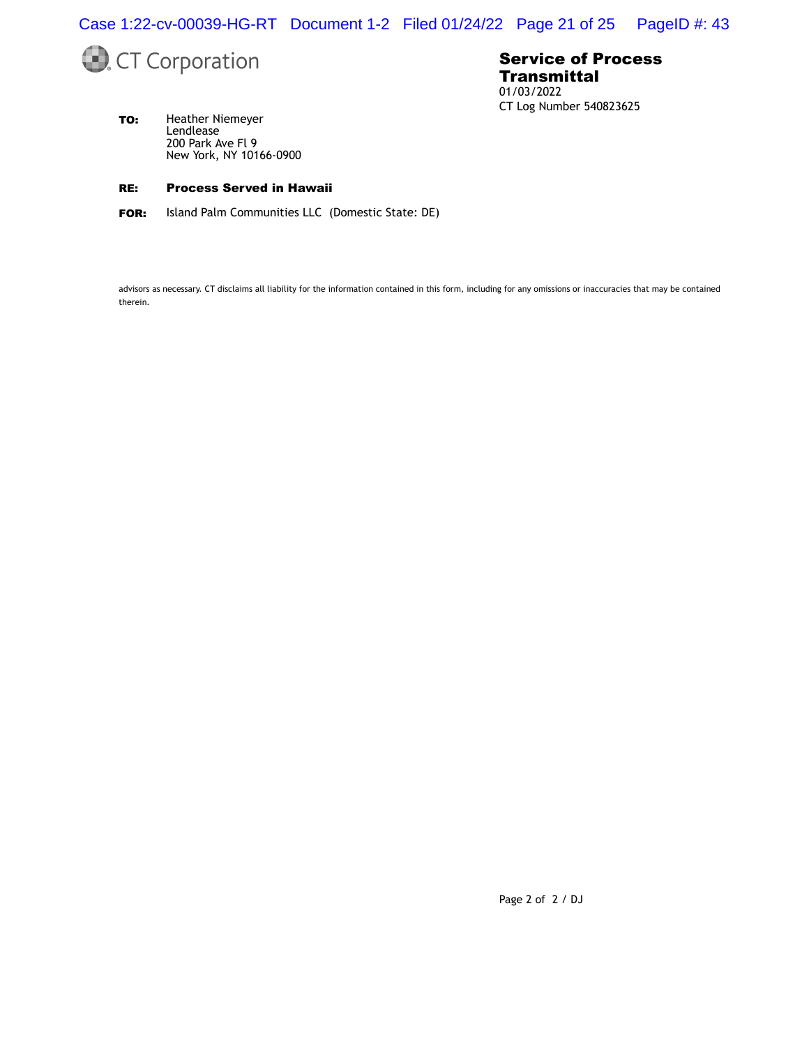CT Corporation

# Service of Process Transmittal

01/03/2022
CT Log Number 540823625

**TO:** Heather Niemeyer
Lendlease
200 Park Ave Fl 9
New York, NY 10166-0900

**RE:** **Process Served in Hawaii**

**FOR:** Island Palm Communities LLC (Domestic State: DE)

advisors as necessary. CT disclaims all liability for the information contained in this form, including for any omissions or inaccuracies that may be contained therein.

DJ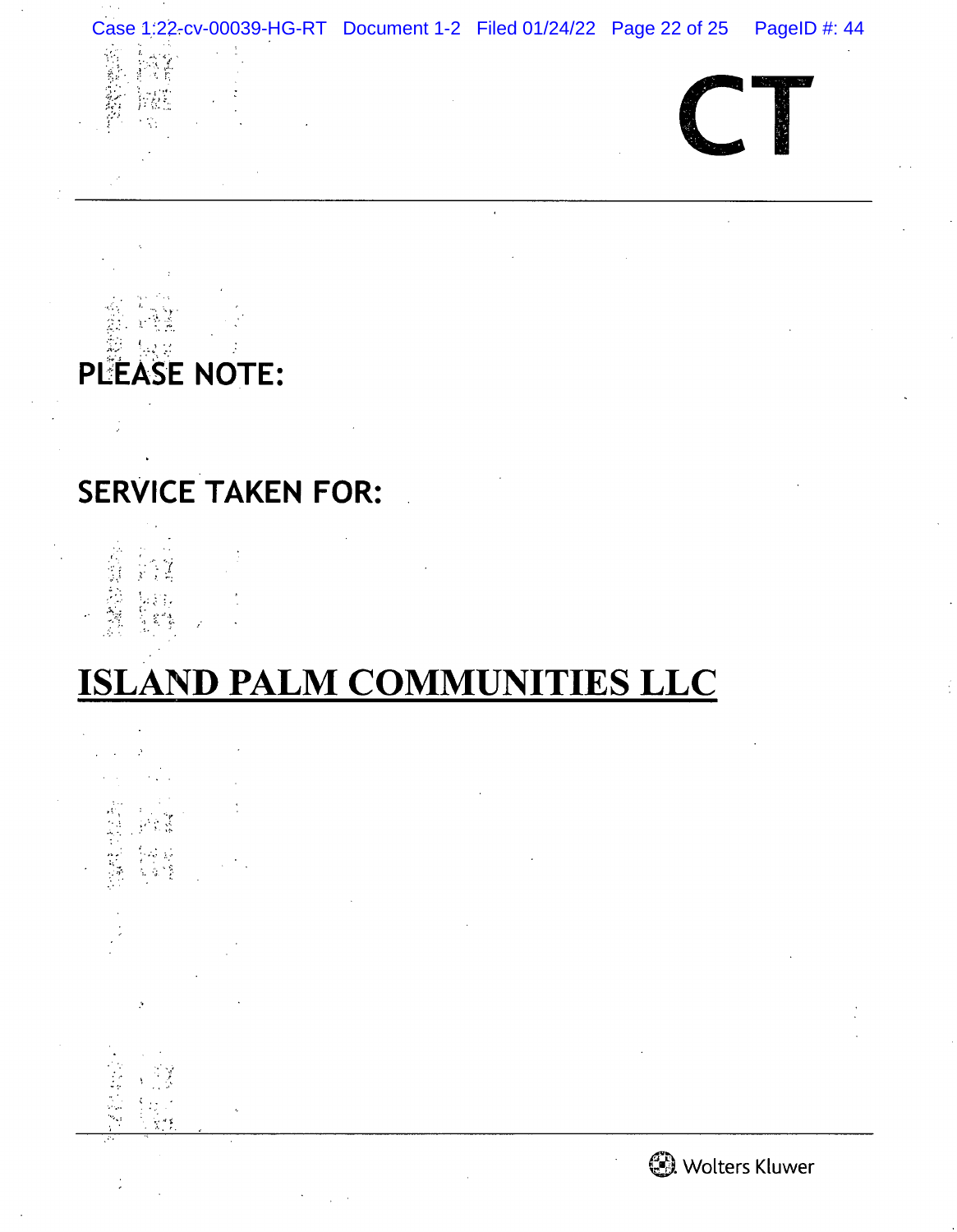CT

**PLEASE NOTE:**

**SERVICE TAKEN FOR:**

# <u>ISLAND PALM COMMUNITIES LLC</u>

Wolters Kluwer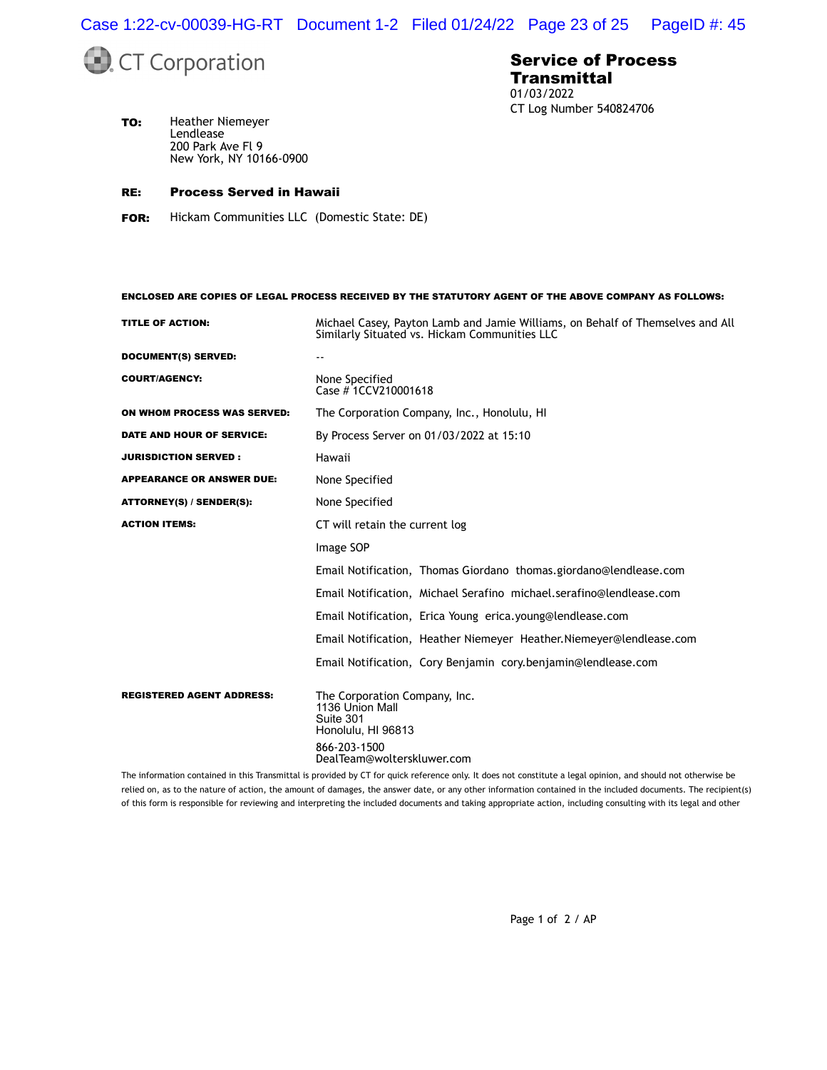CT Corporation

**Service of Process Transmittal**
01/03/2022
CT Log Number 540824706

**TO:** Heather Niemeyer
Lendlease
200 Park Ave Fl 9
New York, NY 10166-0900

**RE:** **Process Served in Hawaii**

**FOR:** Hickam Communities LLC (Domestic State: DE)

**ENCLOSED ARE COPIES OF LEGAL PROCESS RECEIVED BY THE STATUTORY AGENT OF THE ABOVE COMPANY AS FOLLOWS:**

| | |
|---|---|
| **TITLE OF ACTION:** | Michael Casey, Payton Lamb and Jamie Williams, on Behalf of Themselves and All Similarly Situated vs. Hickam Communities LLC |
| **DOCUMENT(S) SERVED:** | -- |
| **COURT/AGENCY:** | None Specified<br>Case # 1CCV210001618 |
| **ON WHOM PROCESS WAS SERVED:** | The Corporation Company, Inc., Honolulu, HI |
| **DATE AND HOUR OF SERVICE:** | By Process Server on 01/03/2022 at 15:10 |
| **JURISDICTION SERVED :** | Hawaii |
| **APPEARANCE OR ANSWER DUE:** | None Specified |
| **ATTORNEY(S) / SENDER(S):** | None Specified |
| **ACTION ITEMS:** | CT will retain the current log |
| | Image SOP |
| | Email Notification, Thomas Giordano thomas.giordano@lendlease.com |
| | Email Notification, Michael Serafino michael.serafino@lendlease.com |
| | Email Notification, Erica Young erica.young@lendlease.com |
| | Email Notification, Heather Niemeyer Heather.Niemeyer@lendlease.com |
| | Email Notification, Cory Benjamin cory.benjamin@lendlease.com |
| **REGISTERED AGENT ADDRESS:** | The Corporation Company, Inc.<br>1136 Union Mall<br>Suite 301<br>Honolulu, HI 96813<br>866-203-1500<br>DealTeam@wolterskluwer.com |

The information contained in this Transmittal is provided by CT for quick reference only. It does not constitute a legal opinion, and should not otherwise be relied on, as to the nature of action, the amount of damages, the answer date, or any other information contained in the included documents. The recipient(s) of this form is responsible for reviewing and interpreting the included documents and taking appropriate action, including consulting with its legal and other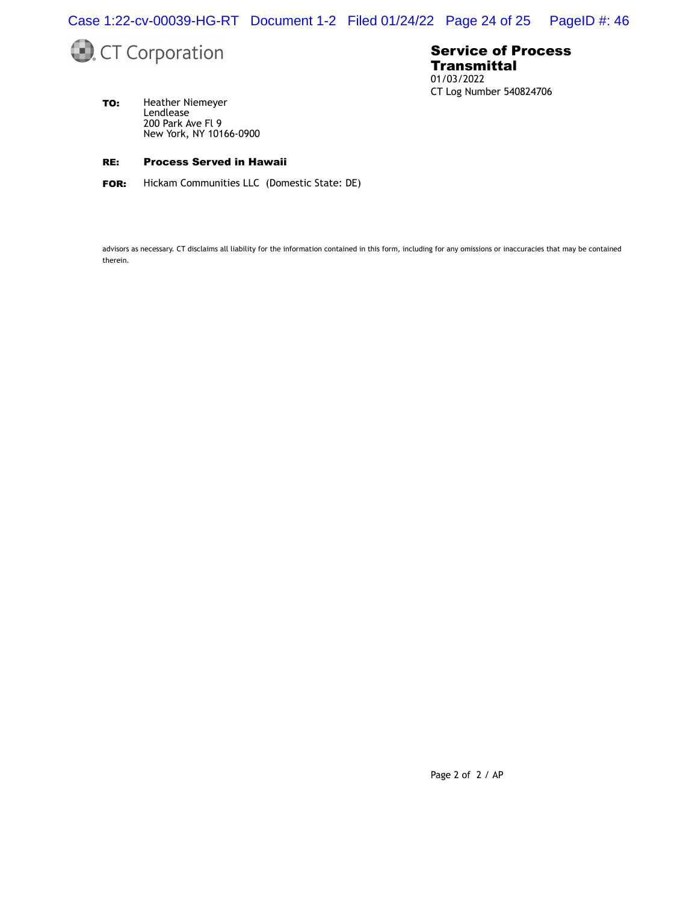CT Corporation

**Service of Process Transmittal**

01/03/2022

CT Log Number 540824706

**TO:** Heather Niemeyer
Lendlease
200 Park Ave Fl 9
New York, NY 10166-0900

**RE:** **Process Served in Hawaii**

**FOR:** Hickam Communities LLC (Domestic State: DE)

advisors as necessary. CT disclaims all liability for the information contained in this form, including for any omissions or inaccuracies that may be contained therein.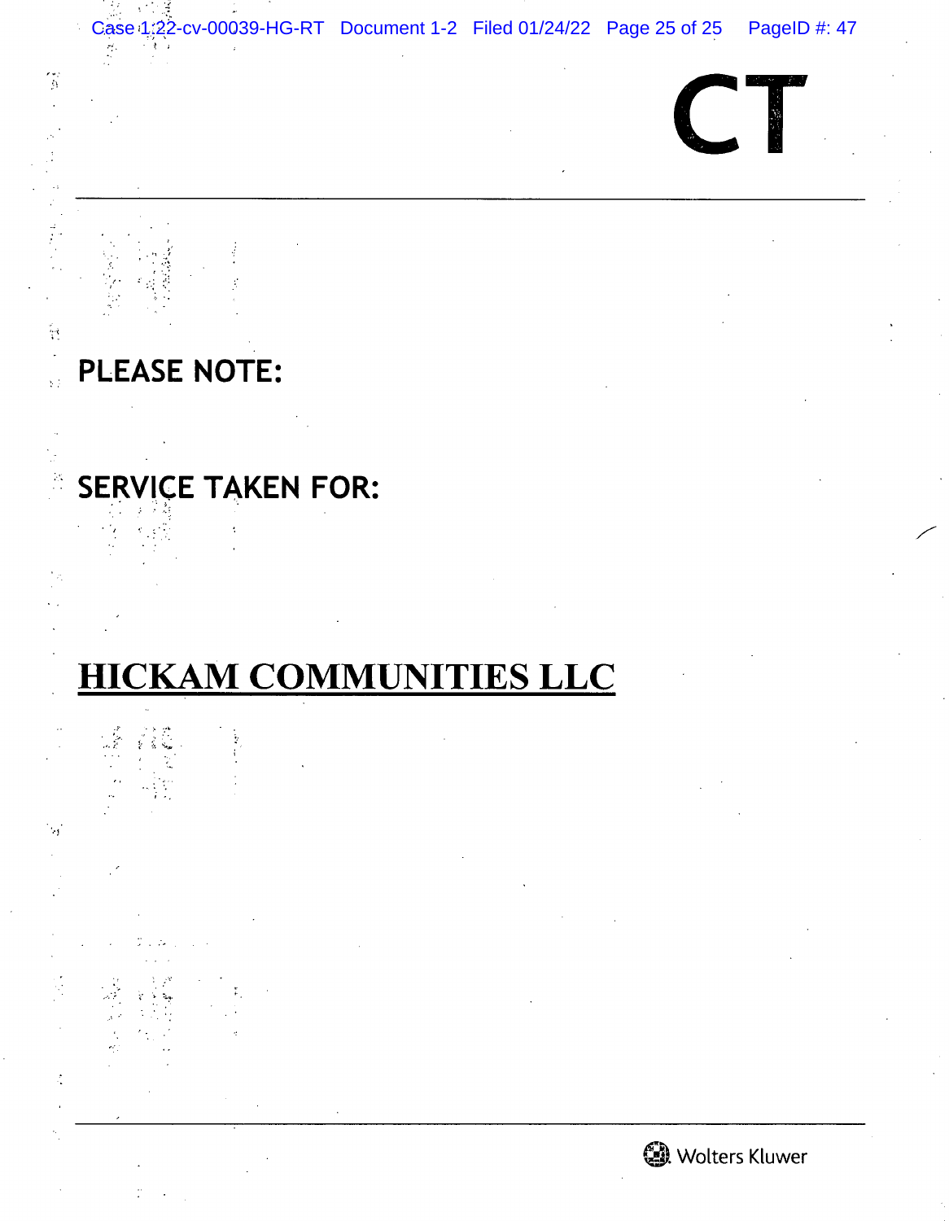CT

**PLEASE NOTE:**

**SERVICE TAKEN FOR:**

**HICKAM COMMUNITIES LLC**

Wolters Kluwer